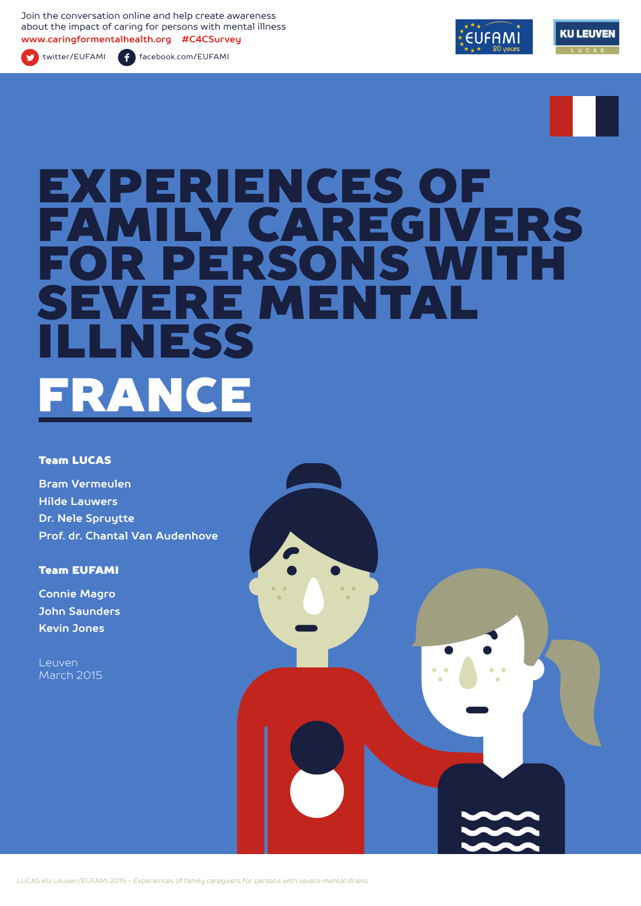Join the conversation online and help create awareness about the impact of caring for persons with mental illness

www.caringformentalhealth.org #C4CSurvey

twitter/EUFAMI facebook.com/EUFAMI

# EXPERIENCES OF FAMILY CAREGIVERS FOR PERSONS WITH SEVERE MENTAL ILLNESS

# FRANCE

**Team LUCAS**

Bram Vermeulen
Hilde Lauwers
Dr. Nele Spruytte
Prof. dr. Chantal Van Audenhove

**Team EUFAMI**

Connie Magro
John Saunders
Kevin Jones

Leuven
March 2015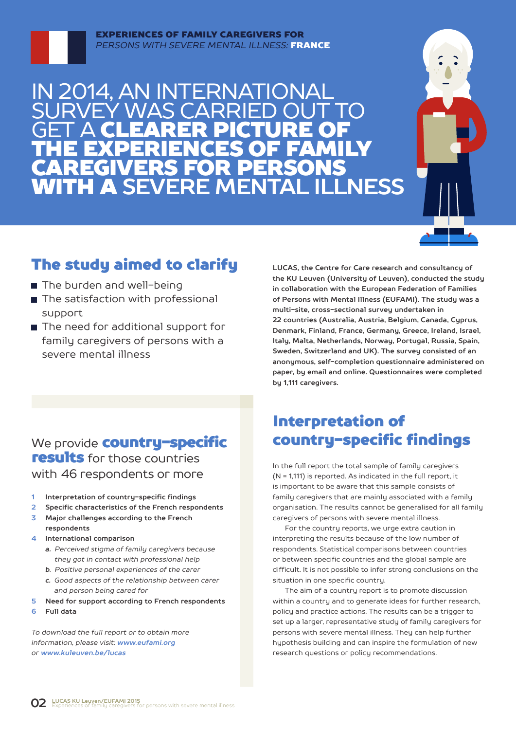**EXPERIENCES OF FAMILY CAREGIVERS FOR**
*PERSONS WITH SEVERE MENTAL ILLNESS:* **FRANCE**

# IN 2014, AN INTERNATIONAL SURVEY WAS CARRIED OUT TO GET A **CLEARER PICTURE OF THE EXPERIENCES OF FAMILY CAREGIVERS FOR PERSONS WITH A** SEVERE MENTAL ILLNESS

## The study aimed to clarify

- The burden and well-being
- The satisfaction with professional support
- The need for additional support for family caregivers of persons with a severe mental illness

**LUCAS, the Centre for Care research and consultancy of the KU Leuven (University of Leuven), conducted the study in collaboration with the European Federation of Families of Persons with Mental Illness (EUFAMI). The study was a multi-site, cross-sectional survey undertaken in 22 countries (Australia, Austria, Belgium, Canada, Cyprus, Denmark, Finland, France, Germany, Greece, Ireland, Israel, Italy, Malta, Netherlands, Norway, Portugal, Russia, Spain, Sweden, Switzerland and UK). The survey consisted of an anonymous, self-completion questionnaire administered on paper, by email and online. Questionnaires were completed by 1,111 caregivers.**

## We provide **country-specific results** for those countries with 46 respondents or more

1. **Interpretation of country-specific findings**
2. **Specific characteristics of the French respondents**
3. **Major challenges according to the French respondents**
4. **International comparison**
   - *a. Perceived stigma of family caregivers because they got in contact with professional help*
   - *b. Positive personal experiences of the carer*
   - *c. Good aspects of the relationship between carer and person being cared for*
5. **Need for support according to French respondents**
6. **Full data**

*To download the full report or to obtain more information, please visit:* ***www.eufami.org*** *or* ***www.kuleuven.be/lucas***

## Interpretation of country-specific findings

In the full report the total sample of family caregivers (N = 1,111) is reported. As indicated in the full report, it is important to be aware that this sample consists of family caregivers that are mainly associated with a family organisation. The results cannot be generalised for all family caregivers of persons with severe mental illness.

For the country reports, we urge extra caution in interpreting the results because of the low number of respondents. Statistical comparisons between countries or between specific countries and the global sample are difficult. It is not possible to infer strong conclusions on the situation in one specific country.

The aim of a country report is to promote discussion within a country and to generate ideas for further research, policy and practice actions. The results can be a trigger to set up a larger, representative study of family caregivers for persons with severe mental illness. They can help further hypothesis building and can inspire the formulation of new research questions or policy recommendations.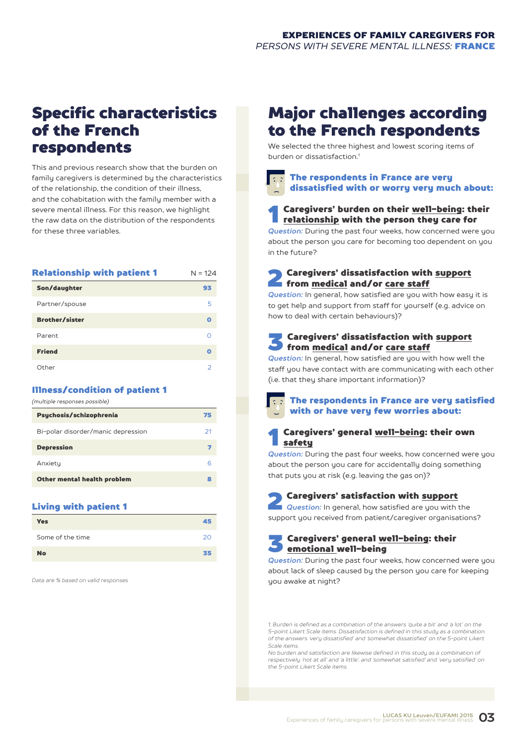## Specific characteristics of the French respondents

This and previous research show that the burden on family caregivers is determined by the characteristics of the relationship, the condition of their illness, and the cohabitation with the family member with a severe mental illness. For this reason, we highlight the raw data on the distribution of the respondents for these three variables.

### Relationship with patient 1

| | N = 124 |
|---|---|
| **Son/daughter** | **93** |
| Partner/spouse | 5 |
| **Brother/sister** | **0** |
| Parent | 0 |
| **Friend** | **0** |
| Other | 2 |

### Illness/condition of patient 1

*(multiple responses possible)*

| | |
|---|---|
| **Psychosis/schizophrenia** | **75** |
| Bi-polar disorder/manic depression | 21 |
| **Depression** | **7** |
| Anxiety | 6 |
| **Other mental health problem** | **8** |

### Living with patient 1

| | |
|---|---|
| **Yes** | **45** |
| Some of the time | 20 |
| **No** | **35** |

*Data are % based on valid responses*

## Major challenges according to the French respondents

We selected the three highest and lowest scoring items of burden or dissatisfaction.[1]

### The respondents in France are very dissatisfied with or worry very much about:

**1 Caregivers' burden on their well-being: their relationship with the person they care for**

*Question:* During the past four weeks, how concerned were you about the person you care for becoming too dependent on you in the future?

**2 Caregivers' dissatisfaction with support from medical and/or care staff**

*Question:* In general, how satisfied are you with how easy it is to get help and support from staff for yourself (e.g. advice on how to deal with certain behaviours)?

**3 Caregivers' dissatisfaction with support from medical and/or care staff**

*Question:* In general, how satisfied are you with how well the staff you have contact with are communicating with each other (i.e. that they share important information)?

### The respondents in France are very satisfied with or have very few worries about:

**1 Caregivers' general well-being: their own safety**

*Question:* During the past four weeks, how concerned were you about the person you care for accidentally doing something that puts you at risk (e.g. leaving the gas on)?

**2 Caregivers' satisfaction with support**

*Question:* In general, how satisfied are you with the support you received from patient/caregiver organisations?

**3 Caregivers' general well-being: their emotional well-being**

*Question:* During the past four weeks, how concerned were you about lack of sleep caused by the person you care for keeping you awake at night?

*1. Burden is defined as a combination of the answers 'quite a bit' and 'a lot' on the 5-point Likert Scale items. Dissatisfaction is defined in this study as a combination of the answers 'very dissatisfied' and 'somewhat dissatisfied' on the 5-point Likert Scale items.*
*No burden and satisfaction are likewise defined in this study as a combination of respectively 'not at all' and 'a little', and 'somewhat satisfied' and 'very satisfied' on the 5-point Likert Scale items.*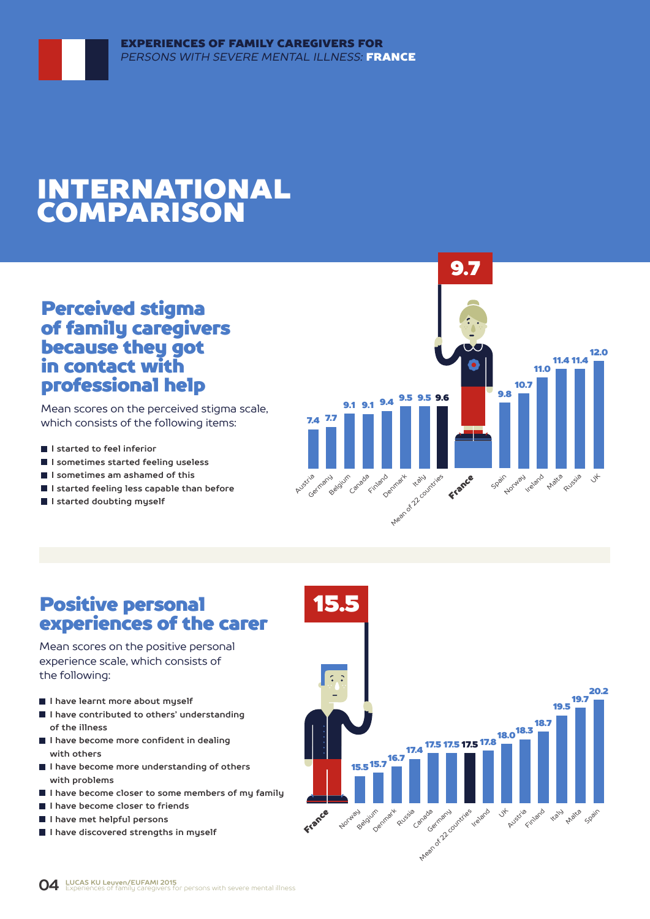# INTERNATIONAL COMPARISON

## Perceived stigma of family caregivers because they got in contact with professional help

Mean scores on the perceived stigma scale, which consists of the following items:

- I started to feel inferior
- I sometimes started feeling useless
- I sometimes am ashamed of this
- I started feeling less capable than before
- I started doubting myself

| Country | Score |
|---|---|
| Austria | 7.4 |
| Germany | 7.7 |
| Belgium | 9.1 |
| Canada | 9.1 |
| Finland | 9.4 |
| Denmark | 9.5 |
| Italy | 9.5 |
| Mean of 22 countries | 9.6 |
| **France** | **9.7** |
| Spain | 9.8 |
| Norway | 10.7 |
| Ireland | 11.0 |
| Malta | 11.4 |
| Russia | 11.4 |
| UK | 12.0 |

## Positive personal experiences of the carer

Mean scores on the positive personal experience scale, which consists of the following:

- I have learnt more about myself
- I have contributed to others' understanding of the illness
- I have become more confident in dealing with others
- I have become more understanding of others with problems
- I have become closer to some members of my family
- I have become closer to friends
- I have met helpful persons
- I have discovered strengths in myself

| Country | Score |
|---|---|
| **France** | **15.5** |
| Norway | 15.5 |
| Belgium | 15.7 |
| Denmark | 16.7 |
| Russia | 17.4 |
| Canada | 17.5 |
| Germany | 17.5 |
| Mean of 22 countries | 17.5 |
| Ireland | 17.8 |
| UK | 18.0 |
| Austria | 18.3 |
| Finland | 18.7 |
| Italy | 19.5 |
| Malta | 19.7 |
| Spain | 20.2 |

LUCAS KU Leuven/EUFAMI 2015
Experiences of family caregivers for persons with severe mental illness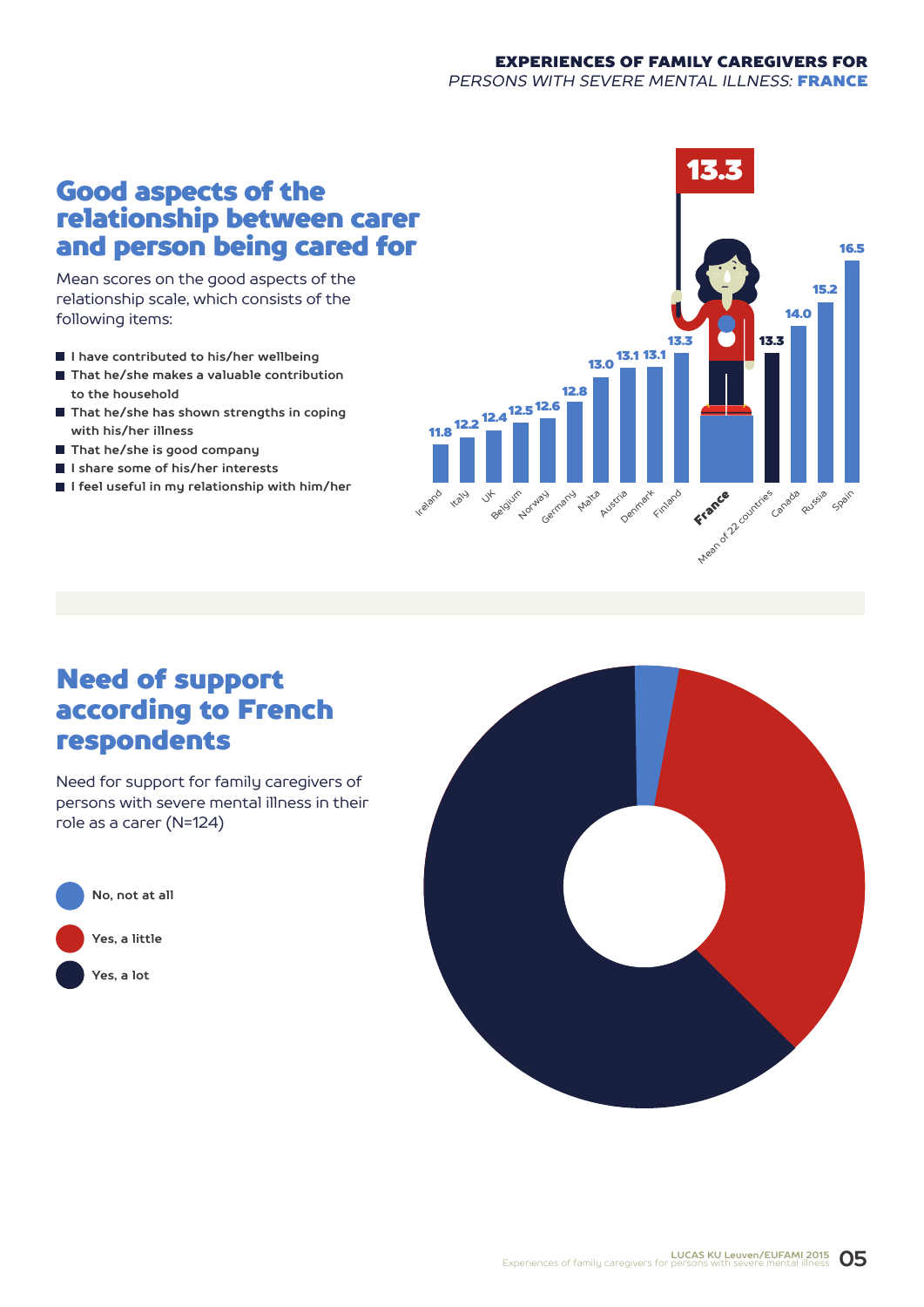## Good aspects of the relationship between carer and person being cared for

Mean scores on the good aspects of the relationship scale, which consists of the following items:

- I have contributed to his/her wellbeing
- That he/she makes a valuable contribution to the household
- That he/she has shown strengths in coping with his/her illness
- That he/she is good company
- I share some of his/her interests
- I feel useful in my relationship with him/her

| Country | Mean score |
| --- | --- |
| Ireland | 11.8 |
| Italy | 12.2 |
| UK | 12.4 |
| Belgium | 12.5 |
| Norway | 12.6 |
| Germany | 12.8 |
| Malta | 13.0 |
| Austria | 13.1 |
| Denmark | 13.1 |
| Finland | 13.3 |
| **France** | **13.3** |
| Mean of 22 countries | 13.3 |
| Canada | 14.0 |
| Russia | 15.2 |
| Spain | 16.5 |

## Need of support according to French respondents

Need for support for family caregivers of persons with severe mental illness in their role as a carer (N=124)

- No, not at all
- Yes, a little
- Yes, a lot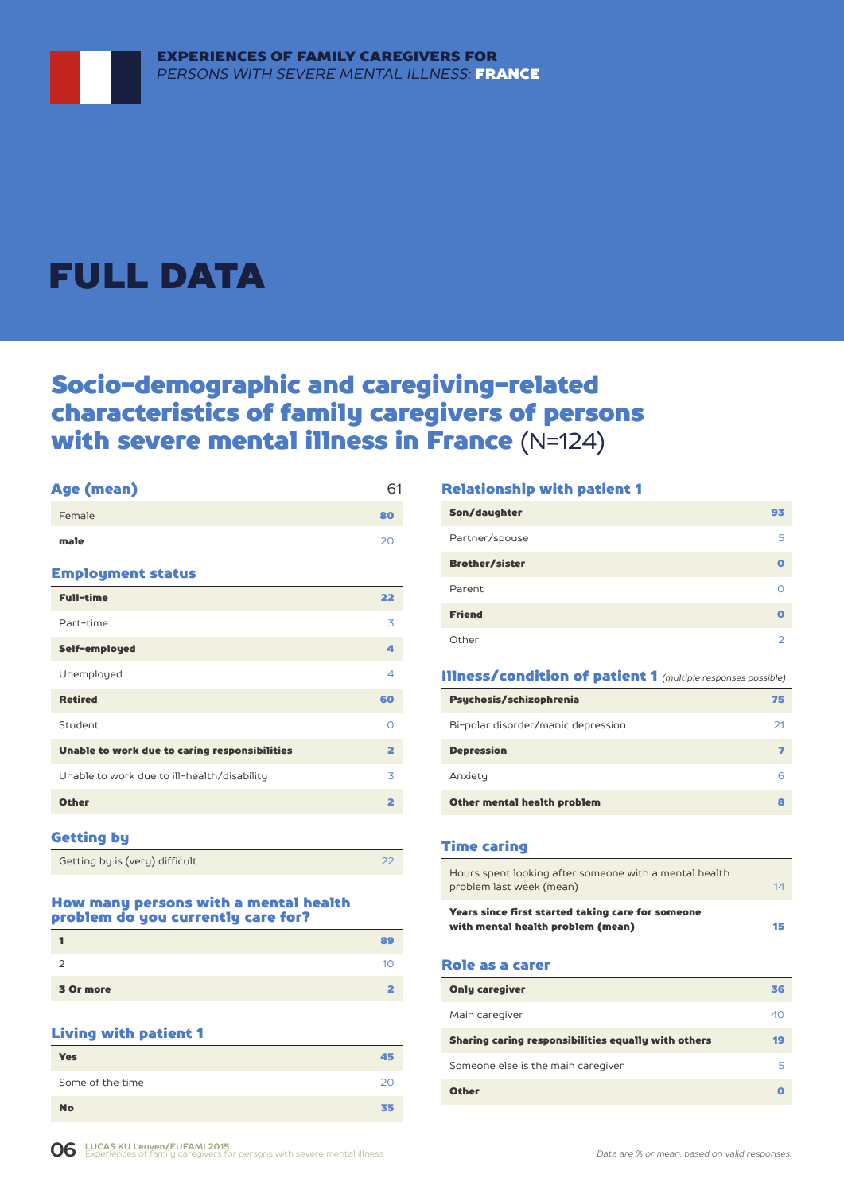# FULL DATA

## Socio-demographic and caregiving-related characteristics of family caregivers of persons with severe mental illness in France (N=124)

### Age (mean)

| Age (mean) | 61 |
|---|---|
| Female | 80 |
| male | 20 |

### Employment status

| Employment status | |
|---|---|
| Full-time | 22 |
| Part-time | 3 |
| Self-employed | 4 |
| Unemployed | 4 |
| Retired | 60 |
| Student | 0 |
| Unable to work due to caring responsibilities | 2 |
| Unable to work due to ill-health/disability | 3 |
| Other | 2 |

### Getting by

| Getting by | |
|---|---|
| Getting by is (very) difficult | 22 |

### How many persons with a mental health problem do you currently care for?

| Number of persons | |
|---|---|
| 1 | 89 |
| 2 | 10 |
| 3 Or more | 2 |

### Living with patient 1

| Living with patient 1 | |
|---|---|
| Yes | 45 |
| Some of the time | 20 |
| No | 35 |

### Relationship with patient 1

| Relationship with patient 1 | |
|---|---|
| Son/daughter | 93 |
| Partner/spouse | 5 |
| Brother/sister | 0 |
| Parent | 0 |
| Friend | 0 |
| Other | 2 |

### Illness/condition of patient 1 *(multiple responses possible)*

| Illness/condition of patient 1 | |
|---|---|
| Psychosis/schizophrenia | 75 |
| Bi-polar disorder/manic depression | 21 |
| Depression | 7 |
| Anxiety | 6 |
| Other mental health problem | 8 |

### Time caring

| Time caring | |
|---|---|
| Hours spent looking after someone with a mental health problem last week (mean) | 14 |
| Years since first started taking care for someone with mental health problem (mean) | 15 |

### Role as a carer

| Role as a carer | |
|---|---|
| Only caregiver | 36 |
| Main caregiver | 40 |
| Sharing caring responsibilities equally with others | 19 |
| Someone else is the main caregiver | 5 |
| Other | 0 |

*Data are % or mean, based on valid responses.*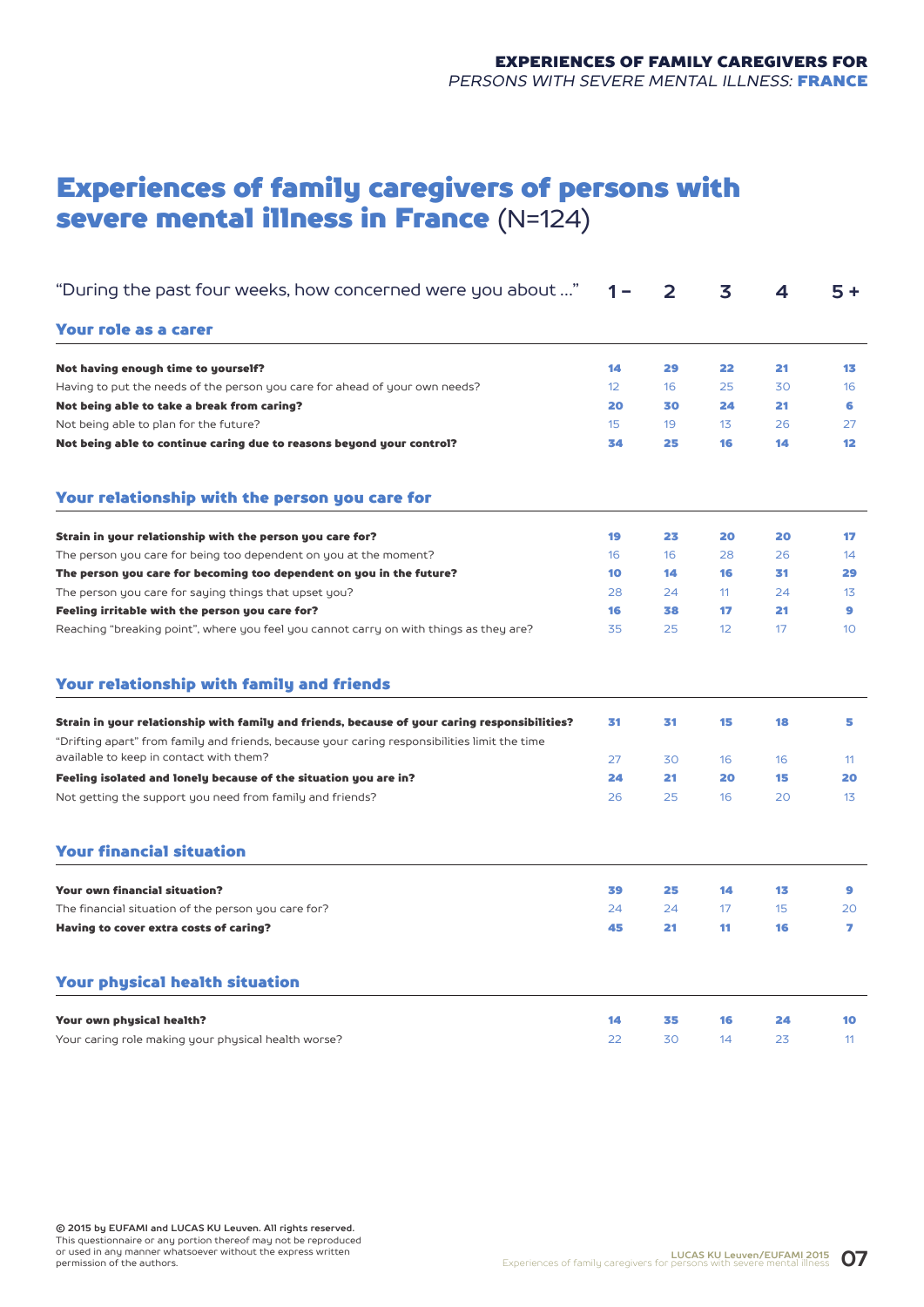# Experiences of family caregivers of persons with severe mental illness in France (N=124)

| "During the past four weeks, how concerned were you about ..." | 1 – | 2 | 3 | 4 | 5 + |
|---|---|---|---|---|---|
| **Your role as a carer** | | | | | |
| **Not having enough time to yourself?** | **14** | **29** | **22** | **21** | **13** |
| Having to put the needs of the person you care for ahead of your own needs? | 12 | 16 | 25 | 30 | 16 |
| **Not being able to take a break from caring?** | **20** | **30** | **24** | **21** | **6** |
| Not being able to plan for the future? | 15 | 19 | 13 | 26 | 27 |
| **Not being able to continue caring due to reasons beyond your control?** | **34** | **25** | **16** | **14** | **12** |
| **Your relationship with the person you care for** | | | | | |
| **Strain in your relationship with the person you care for?** | **19** | **23** | **20** | **20** | **17** |
| The person you care for being too dependent on you at the moment? | 16 | 16 | 28 | 26 | 14 |
| **The person you care for becoming too dependent on you in the future?** | **10** | **14** | **16** | **31** | **29** |
| The person you care for saying things that upset you? | 28 | 24 | 11 | 24 | 13 |
| **Feeling irritable with the person you care for?** | **16** | **38** | **17** | **21** | **9** |
| Reaching "breaking point", where you feel you cannot carry on with things as they are? | 35 | 25 | 12 | 17 | 10 |
| **Your relationship with family and friends** | | | | | |
| **Strain in your relationship with family and friends, because of your caring responsibilities?** | **31** | **31** | **15** | **18** | **5** |
| "Drifting apart" from family and friends, because your caring responsibilities limit the time available to keep in contact with them? | 27 | 30 | 16 | 16 | 11 |
| **Feeling isolated and lonely because of the situation you are in?** | **24** | **21** | **20** | **15** | **20** |
| Not getting the support you need from family and friends? | 26 | 25 | 16 | 20 | 13 |
| **Your financial situation** | | | | | |
| **Your own financial situation?** | **39** | **25** | **14** | **13** | **9** |
| The financial situation of the person you care for? | 24 | 24 | 17 | 15 | 20 |
| **Having to cover extra costs of caring?** | **45** | **21** | **11** | **16** | **7** |
| **Your physical health situation** | | | | | |
| **Your own physical health?** | **14** | **35** | **16** | **24** | **10** |
| Your caring role making your physical health worse? | 22 | 30 | 14 | 23 | 11 |

**© 2015 by EUFAMI and LUCAS KU Leuven. All rights reserved.**
This questionnaire or any portion thereof may not be reproduced or used in any manner whatsoever without the express written permission of the authors.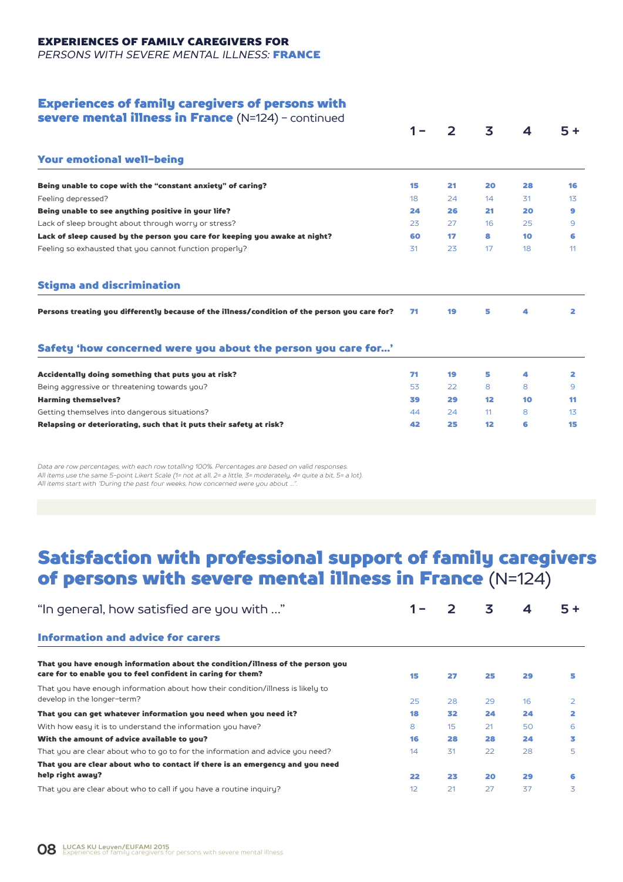## EXPERIENCES OF FAMILY CAREGIVERS FOR
*PERSONS WITH SEVERE MENTAL ILLNESS:* **FRANCE**

### Experiences of family caregivers of persons with severe mental illness in France (N=124) – continued

| | 1 – | 2 | 3 | 4 | 5 + |
|---|---|---|---|---|---|
| **Your emotional well-being** | | | | | |
| **Being unable to cope with the "constant anxiety" of caring?** | **15** | **21** | **20** | **28** | **16** |
| Feeling depressed? | 18 | 24 | 14 | 31 | 13 |
| **Being unable to see anything positive in your life?** | **24** | **26** | **21** | **20** | **9** |
| Lack of sleep brought about through worry or stress? | 23 | 27 | 16 | 25 | 9 |
| **Lack of sleep caused by the person you care for keeping you awake at night?** | **60** | **17** | **8** | **10** | **6** |
| Feeling so exhausted that you cannot function properly? | 31 | 23 | 17 | 18 | 11 |
| **Stigma and discrimination** | | | | | |
| **Persons treating you differently because of the illness/condition of the person you care for?** | **71** | **19** | **5** | **4** | **2** |
| **Safety 'how concerned were you about the person you care for…'** | | | | | |
| **Accidentally doing something that puts you at risk?** | **71** | **19** | **5** | **4** | **2** |
| Being aggressive or threatening towards you? | 53 | 22 | 8 | 8 | 9 |
| **Harming themselves?** | **39** | **29** | **12** | **10** | **11** |
| Getting themselves into dangerous situations? | 44 | 24 | 11 | 8 | 13 |
| **Relapsing or deteriorating, such that it puts their safety at risk?** | **42** | **25** | **12** | **6** | **15** |

*Data are row percentages, with each row totalling 100%. Percentages are based on valid responses.*
*All items use the same 5-point Likert Scale (1= not at all, 2= a little, 3= moderately, 4= quite a bit, 5= a lot).*
*All items start with "During the past four weeks, how concerned were you about …".*

## Satisfaction with professional support of family caregivers of persons with severe mental illness in France (N=124)

| "In general, how satisfied are you with …" | 1 – | 2 | 3 | 4 | 5 + |
|---|---|---|---|---|---|
| **Information and advice for carers** | | | | | |
| **That you have enough information about the condition/illness of the person you care for to enable you to feel confident in caring for them?** | **15** | **27** | **25** | **29** | **5** |
| That you have enough information about how their condition/illness is likely to develop in the longer-term? | 25 | 28 | 29 | 16 | 2 |
| **That you can get whatever information you need when you need it?** | **18** | **32** | **24** | **24** | **2** |
| With how easy it is to understand the information you have? | 8 | 15 | 21 | 50 | 6 |
| **With the amount of advice available to you?** | **16** | **28** | **28** | **24** | **3** |
| That you are clear about who to go to for the information and advice you need? | 14 | 31 | 22 | 28 | 5 |
| **That you are clear about who to contact if there is an emergency and you need help right away?** | **22** | **23** | **20** | **29** | **6** |
| That you are clear about who to call if you have a routine inquiry? | 12 | 21 | 27 | 37 | 3 |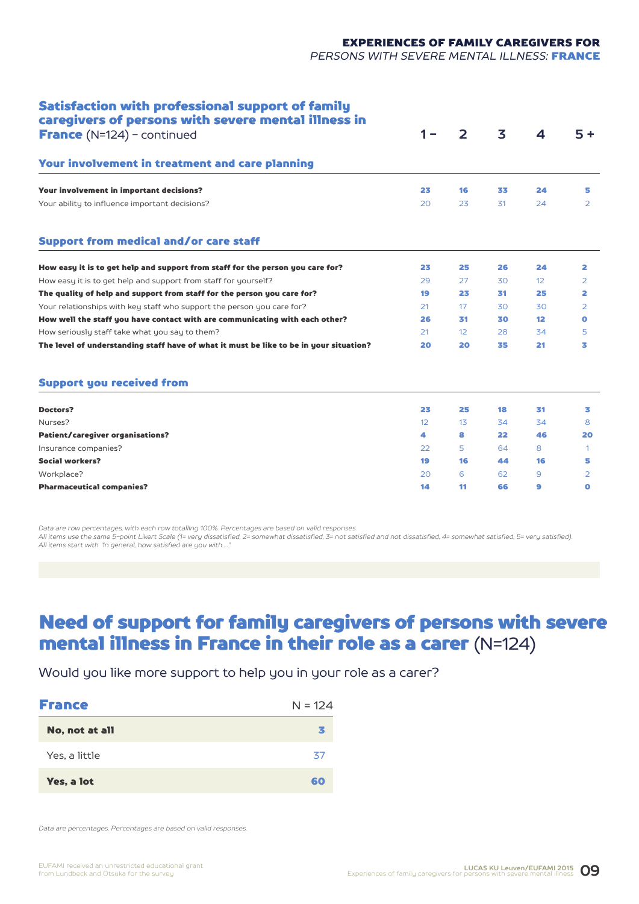## Satisfaction with professional support of family caregivers of persons with severe mental illness in France (N=124) – continued

| | 1 – | 2 | 3 | 4 | 5 + |
|---|---|---|---|---|---|
| **Your involvement in treatment and care planning** | | | | | |
| **Your involvement in important decisions?** | **23** | **16** | **33** | **24** | **5** |
| Your ability to influence important decisions? | 20 | 23 | 31 | 24 | 2 |
| **Support from medical and/or care staff** | | | | | |
| **How easy it is to get help and support from staff for the person you care for?** | **23** | **25** | **26** | **24** | **2** |
| How easy it is to get help and support from staff for yourself? | 29 | 27 | 30 | 12 | 2 |
| **The quality of help and support from staff for the person you care for?** | **19** | **23** | **31** | **25** | **2** |
| Your relationships with key staff who support the person you care for? | 21 | 17 | 30 | 30 | 2 |
| **How well the staff you have contact with are communicating with each other?** | **26** | **31** | **30** | **12** | **0** |
| How seriously staff take what you say to them? | 21 | 12 | 28 | 34 | 5 |
| **The level of understanding staff have of what it must be like to be in your situation?** | **20** | **20** | **35** | **21** | **3** |
| **Support you received from** | | | | | |
| **Doctors?** | **23** | **25** | **18** | **31** | **3** |
| Nurses? | 12 | 13 | 34 | 34 | 8 |
| **Patient/caregiver organisations?** | **4** | **8** | **22** | **46** | **20** |
| Insurance companies? | 22 | 5 | 64 | 8 | 1 |
| **Social workers?** | **19** | **16** | **44** | **16** | **5** |
| Workplace? | 20 | 6 | 62 | 9 | 2 |
| **Pharmaceutical companies?** | **14** | **11** | **66** | **9** | **0** |

*Data are row percentages, with each row totalling 100%. Percentages are based on valid responses.*
*All items use the same 5-point Likert Scale (1= very dissatisfied, 2= somewhat dissatisfied, 3= not satisfied and not dissatisfied, 4= somewhat satisfied, 5= very satisfied).*
*All items start with "In general, how satisfied are you with ...".*

## Need of support for family caregivers of persons with severe mental illness in France in their role as a carer (N=124)

Would you like more support to help you in your role as a carer?

| France | N = 124 |
|---|---|
| **No, not at all** | **3** |
| Yes, a little | 37 |
| **Yes, a lot** | **60** |

*Data are percentages. Percentages are based on valid responses.*

EUFAMI received an unrestricted educational grant from Lundbeck and Otsuka for the survey